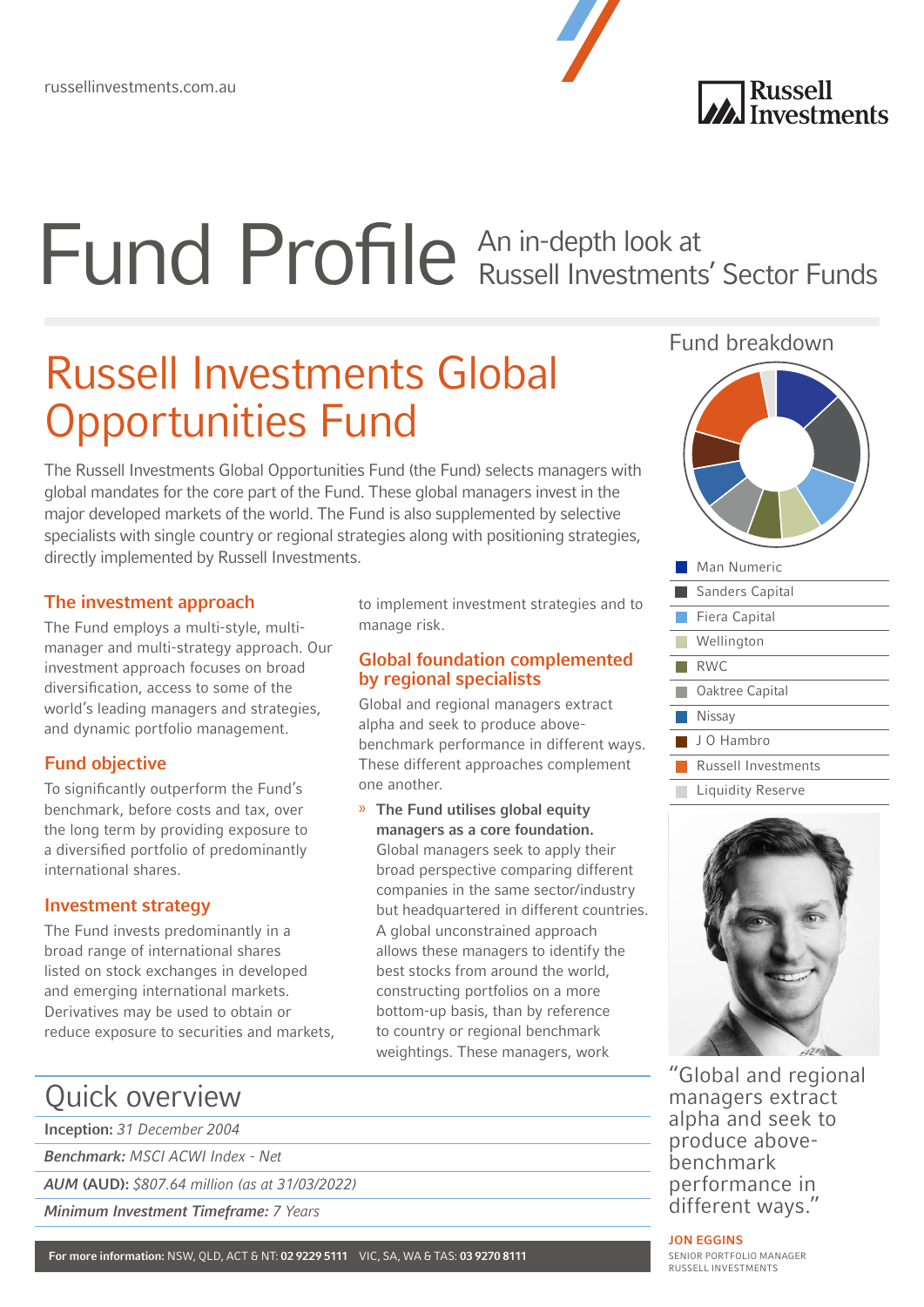russellinvestments.com.au

# Fund Profile

An in-depth look at Russell Investments' Sector Funds

## Russell Investments Global Opportunities Fund

The Russell Investments Global Opportunities Fund (the Fund) selects managers with global mandates for the core part of the Fund. These global managers invest in the major developed markets of the world. The Fund is also supplemented by selective specialists with single country or regional strategies along with positioning strategies, directly implemented by Russell Investments.

### The investment approach

The Fund employs a multi-style, multi-manager and multi-strategy approach. Our investment approach focuses on broad diversification, access to some of the world's leading managers and strategies, and dynamic portfolio management.

### Fund objective

To significantly outperform the Fund's benchmark, before costs and tax, over the long term by providing exposure to a diversified portfolio of predominantly international shares.

### Investment strategy

The Fund invests predominantly in a broad range of international shares listed on stock exchanges in developed and emerging international markets. Derivatives may be used to obtain or reduce exposure to securities and markets, to implement investment strategies and to manage risk.

### Global foundation complemented by regional specialists

Global and regional managers extract alpha and seek to produce above-benchmark performance in different ways. These different approaches complement one another.

- **The Fund utilises global equity managers as a core foundation.** Global managers seek to apply their broad perspective comparing different companies in the same sector/industry but headquartered in different countries. A global unconstrained approach allows these managers to identify the best stocks from around the world, constructing portfolios on a more bottom-up basis, than by reference to country or regional benchmark weightings. These managers, work

## Quick overview

**Inception:** *31 December 2004*

***Benchmark:*** *MSCI ACWI Index - Net*

***AUM* (AUD):** *$807.64 million (as at 31/03/2022)*

***Minimum Investment Timeframe:*** *7 Years*

## Fund breakdown

- Man Numeric
- Sanders Capital
- Fiera Capital
- Wellington
- RWC
- Oaktree Capital
- Nissay
- J O Hambro
- Russell Investments
- Liquidity Reserve

"Global and regional managers extract alpha and seek to produce above-benchmark performance in different ways."

**JON EGGINS**
SENIOR PORTFOLIO MANAGER
RUSSELL INVESTMENTS

**For more information:** NSW, QLD, ACT & NT: **02 9229 5111** VIC, SA, WA & TAS: **03 9270 8111**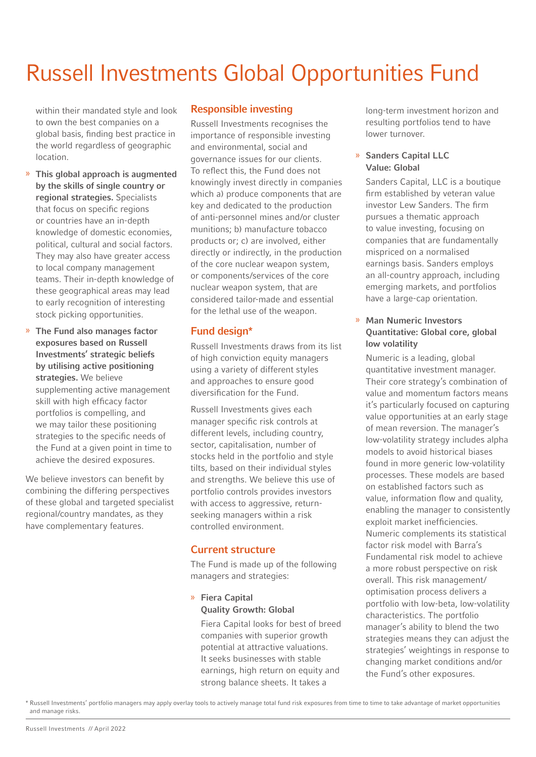# Russell Investments Global Opportunities Fund

within their mandated style and look to own the best companies on a global basis, finding best practice in the world regardless of geographic location.

- **This global approach is augmented by the skills of single country or regional strategies.** Specialists that focus on specific regions or countries have an in-depth knowledge of domestic economies, political, cultural and social factors. They may also have greater access to local company management teams. Their in-depth knowledge of these geographical areas may lead to early recognition of interesting stock picking opportunities.
- **The Fund also manages factor exposures based on Russell Investments' strategic beliefs by utilising active positioning strategies.** We believe supplementing active management skill with high efficacy factor portfolios is compelling, and we may tailor these positioning strategies to the specific needs of the Fund at a given point in time to achieve the desired exposures.

We believe investors can benefit by combining the differing perspectives of these global and targeted specialist regional/country mandates, as they have complementary features.

## Responsible investing

Russell Investments recognises the importance of responsible investing and environmental, social and governance issues for our clients. To reflect this, the Fund does not knowingly invest directly in companies which a) produce components that are key and dedicated to the production of anti-personnel mines and/or cluster munitions; b) manufacture tobacco products or; c) are involved, either directly or indirectly, in the production of the core nuclear weapon system, or components/services of the core nuclear weapon system, that are considered tailor-made and essential for the lethal use of the weapon.

## Fund design*

Russell Investments draws from its list of high conviction equity managers using a variety of different styles and approaches to ensure good diversification for the Fund.

Russell Investments gives each manager specific risk controls at different levels, including country, sector, capitalisation, number of stocks held in the portfolio and style tilts, based on their individual styles and strengths. We believe this use of portfolio controls provides investors with access to aggressive, return-seeking managers within a risk controlled environment.

## Current structure

The Fund is made up of the following managers and strategies:

- **Fiera Capital**
  **Quality Growth: Global**

  Fiera Capital looks for best of breed companies with superior growth potential at attractive valuations. It seeks businesses with stable earnings, high return on equity and strong balance sheets. It takes a long-term investment horizon and resulting portfolios tend to have lower turnover.

- **Sanders Capital LLC**
  **Value: Global**

  Sanders Capital, LLC is a boutique firm established by veteran value investor Lew Sanders. The firm pursues a thematic approach to value investing, focusing on companies that are fundamentally mispriced on a normalised earnings basis. Sanders employs an all-country approach, including emerging markets, and portfolios have a large-cap orientation.

- **Man Numeric Investors**
  **Quantitative: Global core, global low volatility**

  Numeric is a leading, global quantitative investment manager. Their core strategy's combination of value and momentum factors means it's particularly focused on capturing value opportunities at an early stage of mean reversion. The manager's low-volatility strategy includes alpha models to avoid historical biases found in more generic low-volatility processes. These models are based on established factors such as value, information flow and quality, enabling the manager to consistently exploit market inefficiencies. Numeric complements its statistical factor risk model with Barra's Fundamental risk model to achieve a more robust perspective on risk overall. This risk management/optimisation process delivers a portfolio with low-beta, low-volatility characteristics. The portfolio manager's ability to blend the two strategies means they can adjust the strategies' weightings in response to changing market conditions and/or the Fund's other exposures.

* Russell Investments' portfolio managers may apply overlay tools to actively manage total fund risk exposures from time to time to take advantage of market opportunities and manage risks.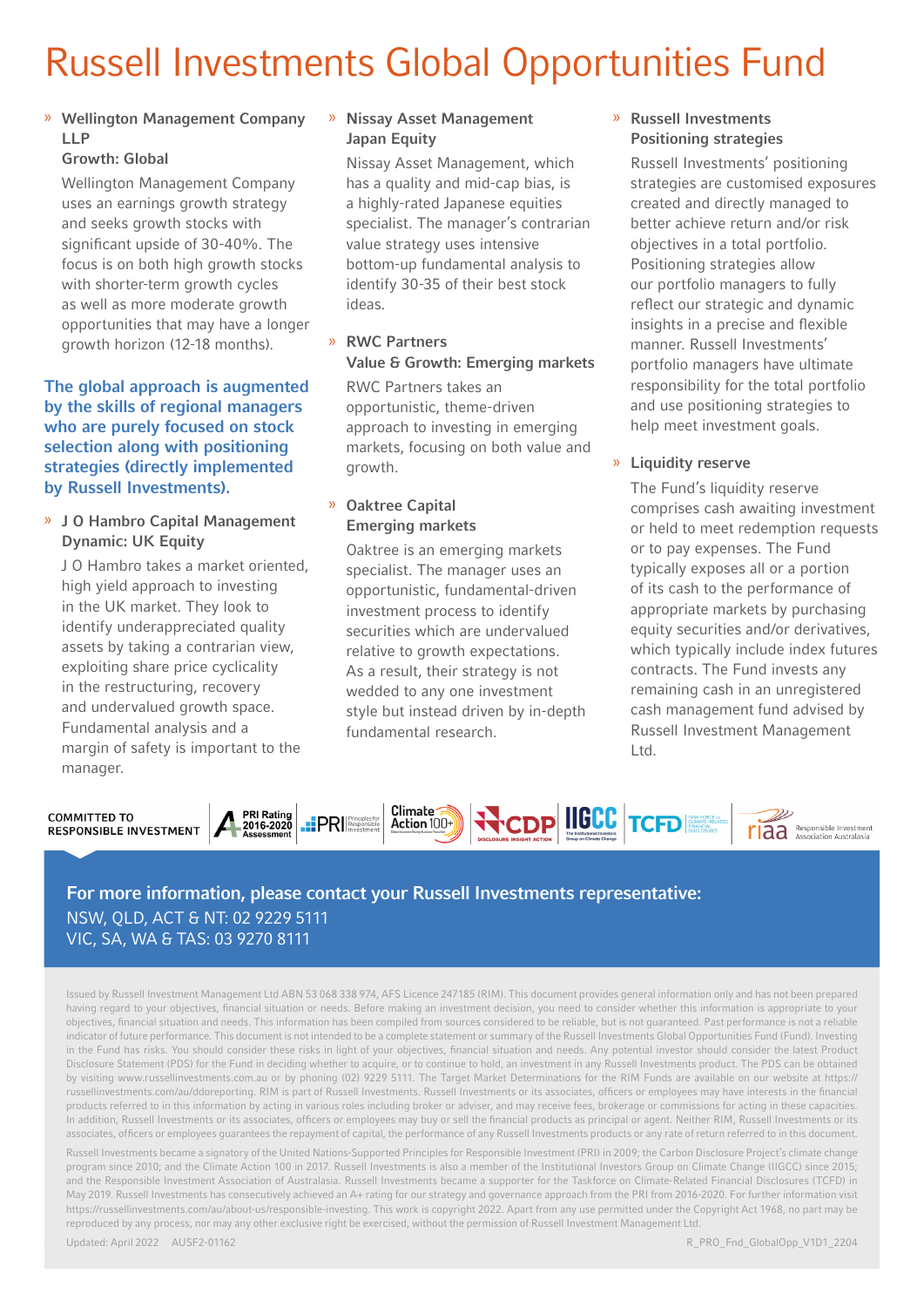# Russell Investments Global Opportunities Fund

» **Wellington Management Company LLP**
**Growth: Global**

Wellington Management Company uses an earnings growth strategy and seeks growth stocks with significant upside of 30-40%. The focus is on both high growth stocks with shorter-term growth cycles as well as more moderate growth opportunities that may have a longer growth horizon (12-18 months).

**The global approach is augmented by the skills of regional managers who are purely focused on stock selection along with positioning strategies (directly implemented by Russell Investments).**

» **J O Hambro Capital Management**
**Dynamic: UK Equity**

J O Hambro takes a market oriented, high yield approach to investing in the UK market. They look to identify underappreciated quality assets by taking a contrarian view, exploiting share price cyclicality in the restructuring, recovery and undervalued growth space. Fundamental analysis and a margin of safety is important to the manager.

» **Nissay Asset Management**
**Japan Equity**

Nissay Asset Management, which has a quality and mid-cap bias, is a highly-rated Japanese equities specialist. The manager's contrarian value strategy uses intensive bottom-up fundamental analysis to identify 30-35 of their best stock ideas.

» **RWC Partners**
**Value & Growth: Emerging markets**

RWC Partners takes an opportunistic, theme-driven approach to investing in emerging markets, focusing on both value and growth.

» **Oaktree Capital**
**Emerging markets**

Oaktree is an emerging markets specialist. The manager uses an opportunistic, fundamental-driven investment process to identify securities which are undervalued relative to growth expectations. As a result, their strategy is not wedded to any one investment style but instead driven by in-depth fundamental research.

» **Russell Investments**
**Positioning strategies**

Russell Investments' positioning strategies are customised exposures created and directly managed to better achieve return and/or risk objectives in a total portfolio. Positioning strategies allow our portfolio managers to fully reflect our strategic and dynamic insights in a precise and flexible manner. Russell Investments' portfolio managers have ultimate responsibility for the total portfolio and use positioning strategies to help meet investment goals.

» **Liquidity reserve**

The Fund's liquidity reserve comprises cash awaiting investment or held to meet redemption requests or to pay expenses. The Fund typically exposes all or a portion of its cash to the performance of appropriate markets by purchasing equity securities and/or derivatives, which typically include index futures contracts. The Fund invests any remaining cash in an unregistered cash management fund advised by Russell Investment Management Ltd.

COMMITTED TO RESPONSIBLE INVESTMENT

PRI Rating 2016-2020 Assessment | PRI Principles for Responsible Investment | Climate Action 100+ | CDP | IIGCC | TCFD | riaa Responsible Investment Association Australasia

**For more information, please contact your Russell Investments representative:**
NSW, QLD, ACT & NT: 02 9229 5111
VIC, SA, WA & TAS: 03 9270 8111

Issued by Russell Investment Management Ltd ABN 53 068 338 974, AFS Licence 247185 (RIM). This document provides general information only and has not been prepared having regard to your objectives, financial situation or needs. Before making an investment decision, you need to consider whether this information is appropriate to your objectives, financial situation and needs. This information has been compiled from sources considered to be reliable, but is not guaranteed. Past performance is not a reliable indicator of future performance. This document is not intended to be a complete statement or summary of the Russell Investments Global Opportunities Fund (Fund). Investing in the Fund has risks. You should consider these risks in light of your objectives, financial situation and needs. Any potential investor should consider the latest Product Disclosure Statement (PDS) for the Fund in deciding whether to acquire, or to continue to hold, an investment in any Russell Investments product. The PDS can be obtained by visiting www.russellinvestments.com.au or by phoning (02) 9229 5111. The Target Market Determinations for the RIM Funds are available on our website at https://russellinvestments.com/au/ddoreporting. RIM is part of Russell Investments. Russell Investments or its associates, officers or employees may have interests in the financial products referred to in this information by acting in various roles including broker or adviser, and may receive fees, brokerage or commissions for acting in these capacities. In addition, Russell Investments or its associates, officers or employees may buy or sell the financial products as principal or agent. Neither RIM, Russell Investments or its associates, officers or employees guarantees the repayment of capital, the performance of any Russell Investments products or any rate of return referred to in this document.

Russell Investments became a signatory of the United Nations-Supported Principles for Responsible Investment (PRI) in 2009; the Carbon Disclosure Project's climate change program since 2010; and the Climate Action 100 in 2017. Russell Investments is also a member of the Institutional Investors Group on Climate Change (IIGCC) since 2015; and the Responsible Investment Association of Australasia. Russell Investments became a supporter for the Taskforce on Climate-Related Financial Disclosures (TCFD) in May 2019. Russell Investments has consecutively achieved an A+ rating for our strategy and governance approach from the PRI from 2016-2020. For further information visit https://russellinvestments.com/au/about-us/responsible-investing. This work is copyright 2022. Apart from any use permitted under the Copyright Act 1968, no part may be reproduced by any process, nor may any other exclusive right be exercised, without the permission of Russell Investment Management Ltd.

Updated: April 2022 AUSF2-01162 R_PRO_Fnd_GlobalOpp_V1D1_2204